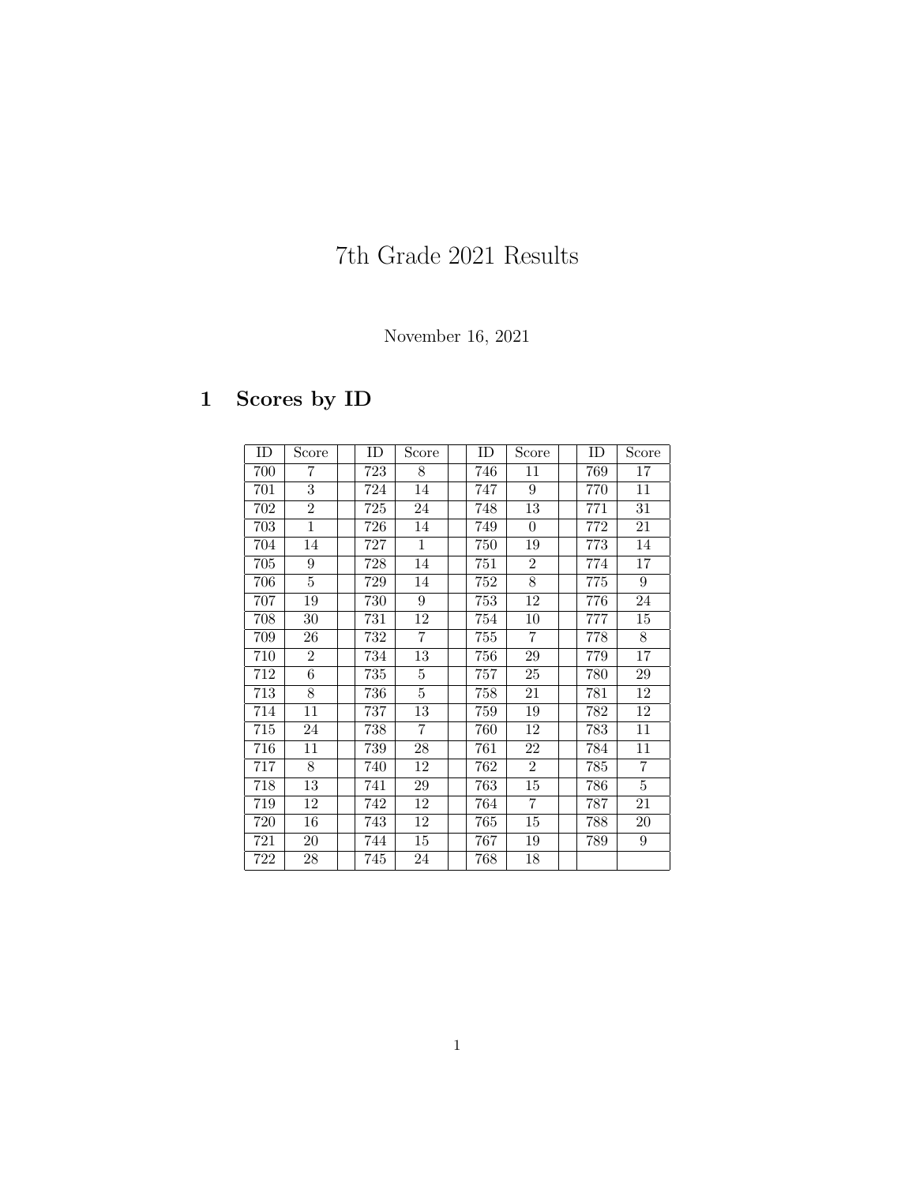# 7th Grade 2021 Results

November 16, 2021

## 1 Scores by ID

| ID | Score | | ID | Score | | ID | Score | | ID | Score |
|---|---|---|---|---|---|---|---|---|---|---|
| 700 | 7 | | 723 | 8 | | 746 | 11 | | 769 | 17 |
| 701 | 3 | | 724 | 14 | | 747 | 9 | | 770 | 11 |
| 702 | 2 | | 725 | 24 | | 748 | 13 | | 771 | 31 |
| 703 | 1 | | 726 | 14 | | 749 | 0 | | 772 | 21 |
| 704 | 14 | | 727 | 1 | | 750 | 19 | | 773 | 14 |
| 705 | 9 | | 728 | 14 | | 751 | 2 | | 774 | 17 |
| 706 | 5 | | 729 | 14 | | 752 | 8 | | 775 | 9 |
| 707 | 19 | | 730 | 9 | | 753 | 12 | | 776 | 24 |
| 708 | 30 | | 731 | 12 | | 754 | 10 | | 777 | 15 |
| 709 | 26 | | 732 | 7 | | 755 | 7 | | 778 | 8 |
| 710 | 2 | | 734 | 13 | | 756 | 29 | | 779 | 17 |
| 712 | 6 | | 735 | 5 | | 757 | 25 | | 780 | 29 |
| 713 | 8 | | 736 | 5 | | 758 | 21 | | 781 | 12 |
| 714 | 11 | | 737 | 13 | | 759 | 19 | | 782 | 12 |
| 715 | 24 | | 738 | 7 | | 760 | 12 | | 783 | 11 |
| 716 | 11 | | 739 | 28 | | 761 | 22 | | 784 | 11 |
| 717 | 8 | | 740 | 12 | | 762 | 2 | | 785 | 7 |
| 718 | 13 | | 741 | 29 | | 763 | 15 | | 786 | 5 |
| 719 | 12 | | 742 | 12 | | 764 | 7 | | 787 | 21 |
| 720 | 16 | | 743 | 12 | | 765 | 15 | | 788 | 20 |
| 721 | 20 | | 744 | 15 | | 767 | 19 | | 789 | 9 |
| 722 | 28 | | 745 | 24 | | 768 | 18 | | | |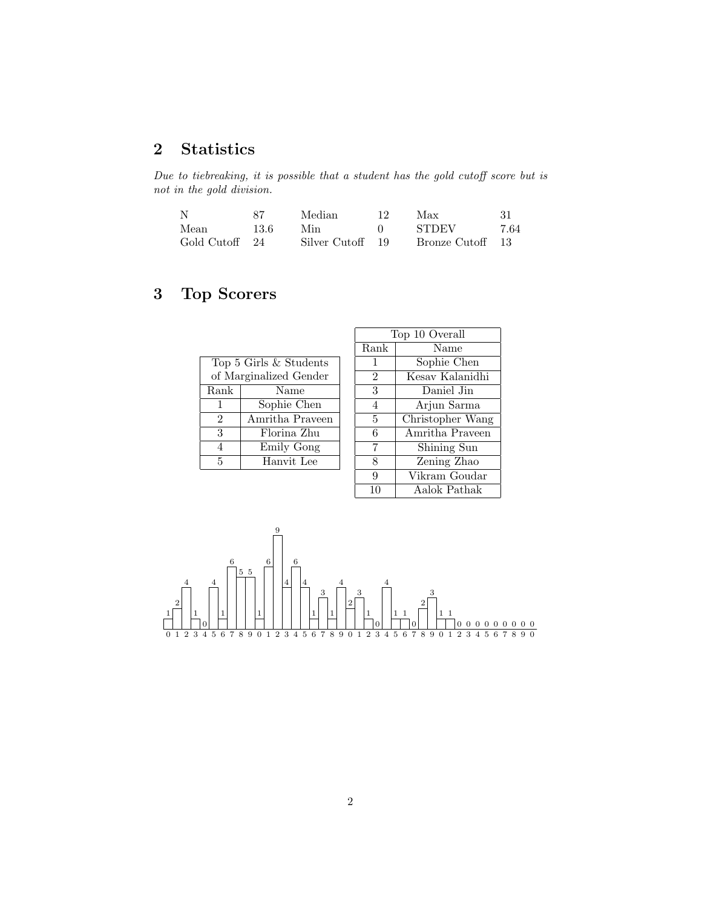## 2 Statistics

*Due to tiebreaking, it is possible that a student has the gold cutoff score but is not in the gold division.*

| | | | | | |
|---|---|---|---|---|---|
| N | 87 | Median | 12 | Max | 31 |
| Mean | 13.6 | Min | 0 | STDEV | 7.64 |
| Gold Cutoff | 24 | Silver Cutoff | 19 | Bronze Cutoff | 13 |

## 3 Top Scorers

| Top 5 Girls & Students of Marginalized Gender | |
|---|---|
| Rank | Name |
| 1 | Sophie Chen |
| 2 | Amritha Praveen |
| 3 | Florina Zhu |
| 4 | Emily Gong |
| 5 | Hanvit Lee |

| Top 10 Overall | |
|---|---|
| Rank | Name |
| 1 | Sophie Chen |
| 2 | Kesav Kalanidhi |
| 3 | Daniel Jin |
| 4 | Arjun Sarma |
| 5 | Christopher Wang |
| 6 | Amritha Praveen |
| 7 | Shining Sun |
| 8 | Zening Zhao |
| 9 | Vikram Goudar |
| 10 | Aalok Pathak |

1 2 4 1 0 4 1 6 5 5 1 6 9 4 6 4 1 3 1 4 2 3 1 0 4 1 1 0 2 3 1 1 0 0 0 0 0 0 0 0 0

0 1 2 3 4 5 6 7 8 9 0 1 2 3 4 5 6 7 8 9 0 1 2 3 4 5 6 7 8 9 0 1 2 3 4 5 6 7 8 9 0